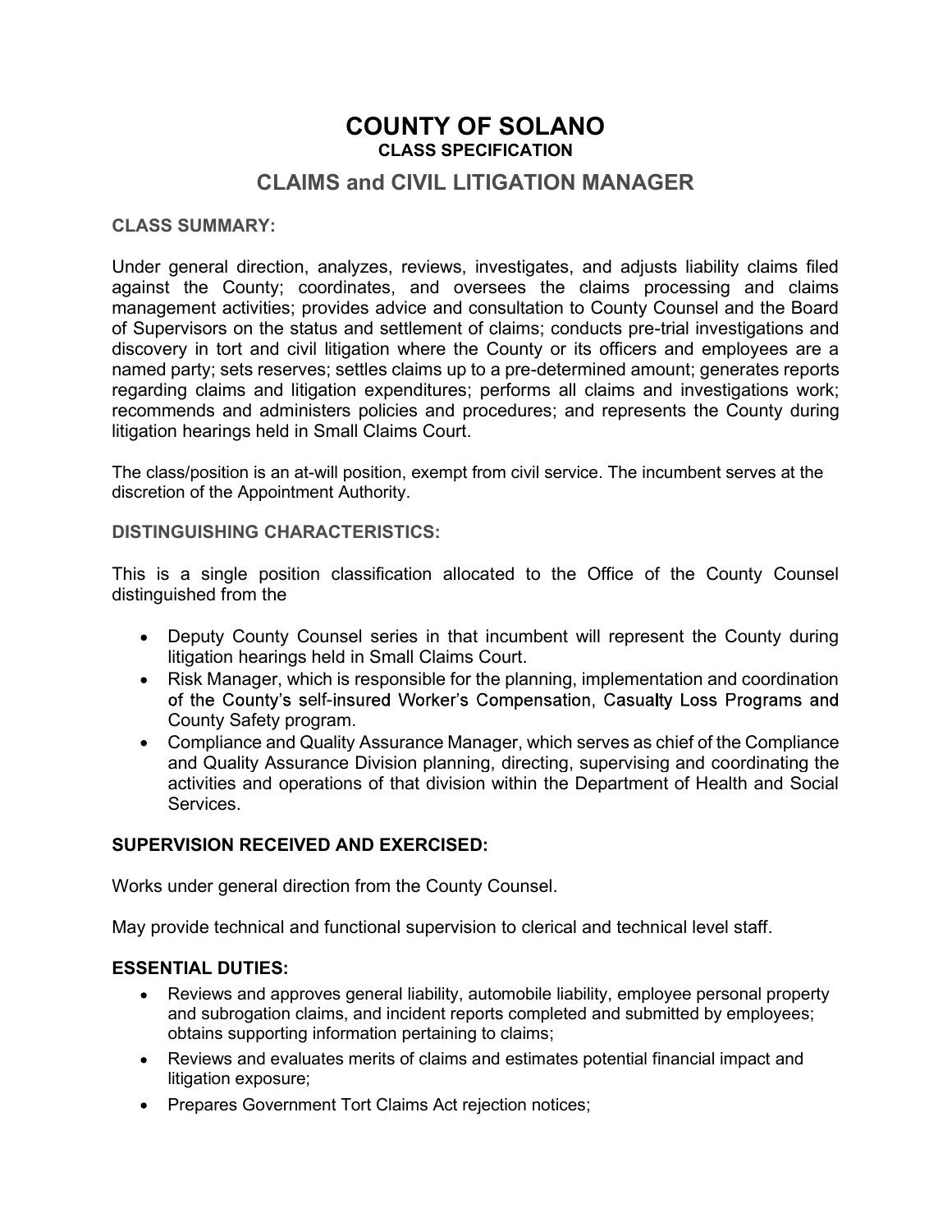# COUNTY OF SOLANO

**CLASS SPECIFICATION**

## CLAIMS and CIVIL LITIGATION MANAGER

**CLASS SUMMARY:**

Under general direction, analyzes, reviews, investigates, and adjusts liability claims filed against the County; coordinates, and oversees the claims processing and claims management activities; provides advice and consultation to County Counsel and the Board of Supervisors on the status and settlement of claims; conducts pre-trial investigations and discovery in tort and civil litigation where the County or its officers and employees are a named party; sets reserves; settles claims up to a pre-determined amount; generates reports regarding claims and litigation expenditures; performs all claims and investigations work; recommends and administers policies and procedures; and represents the County during litigation hearings held in Small Claims Court.

The class/position is an at-will position, exempt from civil service. The incumbent serves at the discretion of the Appointment Authority.

**DISTINGUISHING CHARACTERISTICS:**

This is a single position classification allocated to the Office of the County Counsel distinguished from the

- Deputy County Counsel series in that incumbent will represent the County during litigation hearings held in Small Claims Court.
- Risk Manager, which is responsible for the planning, implementation and coordination of the County's self-insured Worker's Compensation, Casualty Loss Programs and County Safety program.
- Compliance and Quality Assurance Manager, which serves as chief of the Compliance and Quality Assurance Division planning, directing, supervising and coordinating the activities and operations of that division within the Department of Health and Social Services.

**SUPERVISION RECEIVED AND EXERCISED:**

Works under general direction from the County Counsel.

May provide technical and functional supervision to clerical and technical level staff.

**ESSENTIAL DUTIES:**

- Reviews and approves general liability, automobile liability, employee personal property and subrogation claims, and incident reports completed and submitted by employees; obtains supporting information pertaining to claims;
- Reviews and evaluates merits of claims and estimates potential financial impact and litigation exposure;
- Prepares Government Tort Claims Act rejection notices;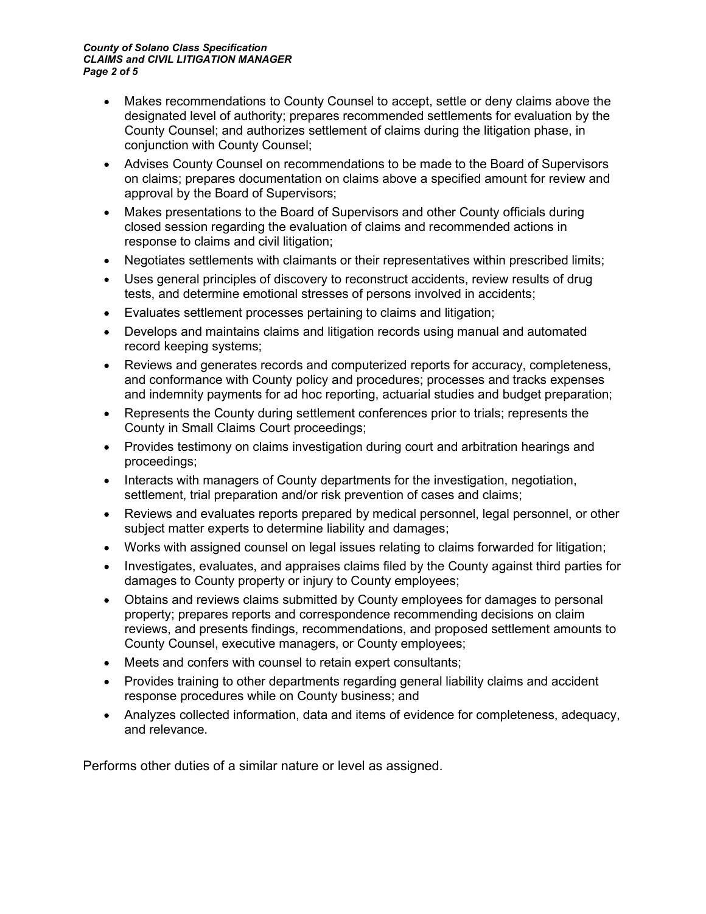- Makes recommendations to County Counsel to accept, settle or deny claims above the designated level of authority; prepares recommended settlements for evaluation by the County Counsel; and authorizes settlement of claims during the litigation phase, in conjunction with County Counsel;
- Advises County Counsel on recommendations to be made to the Board of Supervisors on claims; prepares documentation on claims above a specified amount for review and approval by the Board of Supervisors;
- Makes presentations to the Board of Supervisors and other County officials during closed session regarding the evaluation of claims and recommended actions in response to claims and civil litigation;
- Negotiates settlements with claimants or their representatives within prescribed limits;
- Uses general principles of discovery to reconstruct accidents, review results of drug tests, and determine emotional stresses of persons involved in accidents;
- Evaluates settlement processes pertaining to claims and litigation;
- Develops and maintains claims and litigation records using manual and automated record keeping systems;
- Reviews and generates records and computerized reports for accuracy, completeness, and conformance with County policy and procedures; processes and tracks expenses and indemnity payments for ad hoc reporting, actuarial studies and budget preparation;
- Represents the County during settlement conferences prior to trials; represents the County in Small Claims Court proceedings;
- Provides testimony on claims investigation during court and arbitration hearings and proceedings;
- Interacts with managers of County departments for the investigation, negotiation, settlement, trial preparation and/or risk prevention of cases and claims;
- Reviews and evaluates reports prepared by medical personnel, legal personnel, or other subject matter experts to determine liability and damages;
- Works with assigned counsel on legal issues relating to claims forwarded for litigation;
- Investigates, evaluates, and appraises claims filed by the County against third parties for damages to County property or injury to County employees;
- Obtains and reviews claims submitted by County employees for damages to personal property; prepares reports and correspondence recommending decisions on claim reviews, and presents findings, recommendations, and proposed settlement amounts to County Counsel, executive managers, or County employees;
- Meets and confers with counsel to retain expert consultants;
- Provides training to other departments regarding general liability claims and accident response procedures while on County business; and
- Analyzes collected information, data and items of evidence for completeness, adequacy, and relevance.

Performs other duties of a similar nature or level as assigned.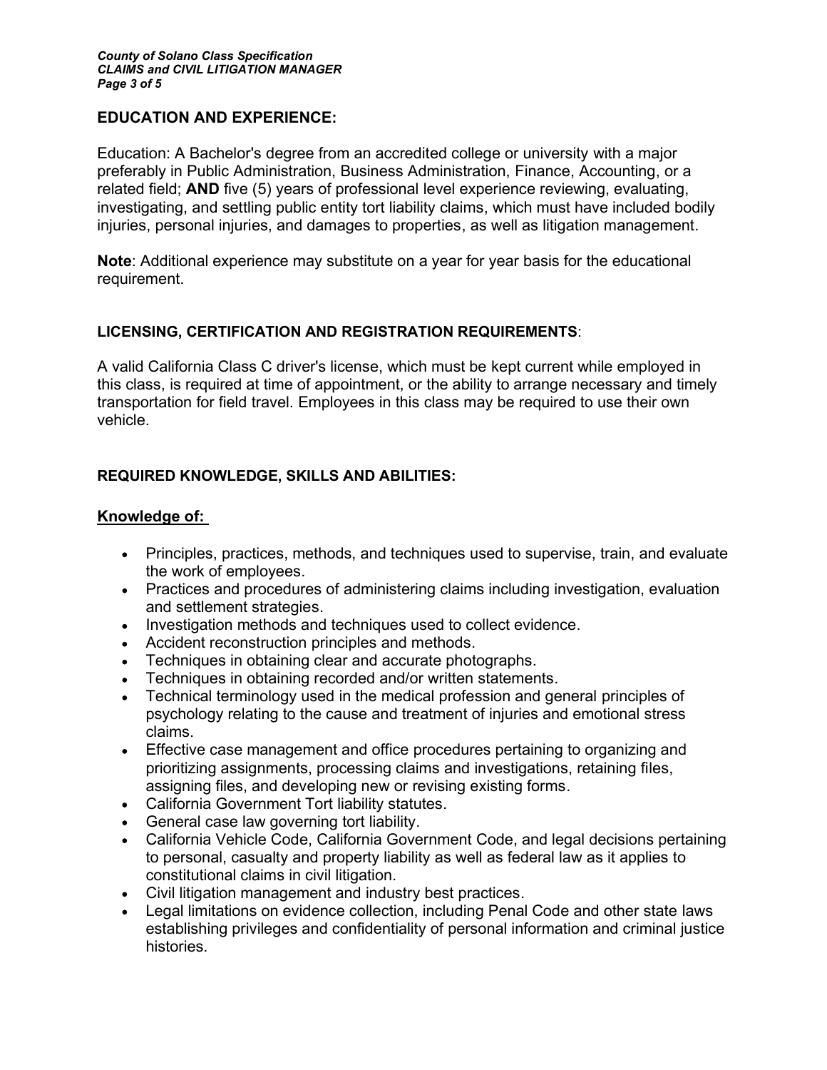## EDUCATION AND EXPERIENCE:

Education: A Bachelor's degree from an accredited college or university with a major preferably in Public Administration, Business Administration, Finance, Accounting, or a related field; **AND** five (5) years of professional level experience reviewing, evaluating, investigating, and settling public entity tort liability claims, which must have included bodily injuries, personal injuries, and damages to properties, as well as litigation management.

**Note**: Additional experience may substitute on a year for year basis for the educational requirement.

## LICENSING, CERTIFICATION AND REGISTRATION REQUIREMENTS:

A valid California Class C driver's license, which must be kept current while employed in this class, is required at time of appointment, or the ability to arrange necessary and timely transportation for field travel. Employees in this class may be required to use their own vehicle.

## REQUIRED KNOWLEDGE, SKILLS AND ABILITIES:

### Knowledge of:

- Principles, practices, methods, and techniques used to supervise, train, and evaluate the work of employees.
- Practices and procedures of administering claims including investigation, evaluation and settlement strategies.
- Investigation methods and techniques used to collect evidence.
- Accident reconstruction principles and methods.
- Techniques in obtaining clear and accurate photographs.
- Techniques in obtaining recorded and/or written statements.
- Technical terminology used in the medical profession and general principles of psychology relating to the cause and treatment of injuries and emotional stress claims.
- Effective case management and office procedures pertaining to organizing and prioritizing assignments, processing claims and investigations, retaining files, assigning files, and developing new or revising existing forms.
- California Government Tort liability statutes.
- General case law governing tort liability.
- California Vehicle Code, California Government Code, and legal decisions pertaining to personal, casualty and property liability as well as federal law as it applies to constitutional claims in civil litigation.
- Civil litigation management and industry best practices.
- Legal limitations on evidence collection, including Penal Code and other state laws establishing privileges and confidentiality of personal information and criminal justice histories.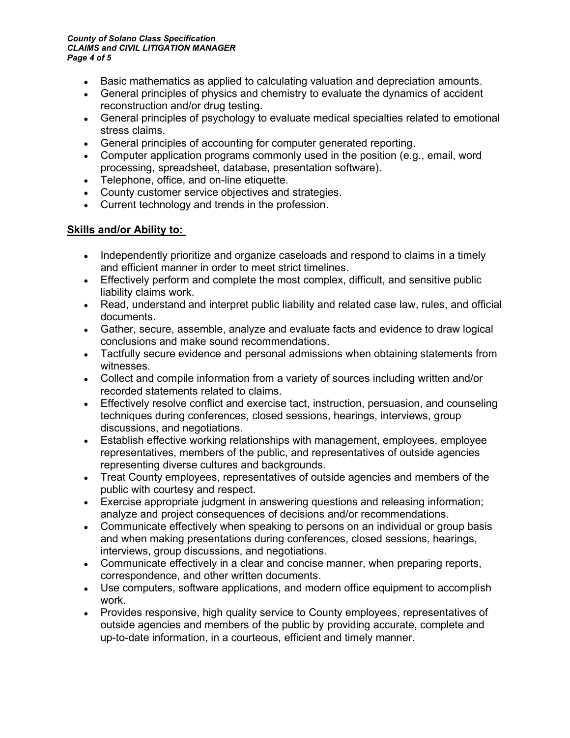- Basic mathematics as applied to calculating valuation and depreciation amounts.
- General principles of physics and chemistry to evaluate the dynamics of accident reconstruction and/or drug testing.
- General principles of psychology to evaluate medical specialties related to emotional stress claims.
- General principles of accounting for computer generated reporting.
- Computer application programs commonly used in the position (e.g., email, word processing, spreadsheet, database, presentation software).
- Telephone, office, and on-line etiquette.
- County customer service objectives and strategies.
- Current technology and trends in the profession.

**Skills and/or Ability to:**

- Independently prioritize and organize caseloads and respond to claims in a timely and efficient manner in order to meet strict timelines.
- Effectively perform and complete the most complex, difficult, and sensitive public liability claims work.
- Read, understand and interpret public liability and related case law, rules, and official documents.
- Gather, secure, assemble, analyze and evaluate facts and evidence to draw logical conclusions and make sound recommendations.
- Tactfully secure evidence and personal admissions when obtaining statements from witnesses.
- Collect and compile information from a variety of sources including written and/or recorded statements related to claims.
- Effectively resolve conflict and exercise tact, instruction, persuasion, and counseling techniques during conferences, closed sessions, hearings, interviews, group discussions, and negotiations.
- Establish effective working relationships with management, employees, employee representatives, members of the public, and representatives of outside agencies representing diverse cultures and backgrounds.
- Treat County employees, representatives of outside agencies and members of the public with courtesy and respect.
- Exercise appropriate judgment in answering questions and releasing information; analyze and project consequences of decisions and/or recommendations.
- Communicate effectively when speaking to persons on an individual or group basis and when making presentations during conferences, closed sessions, hearings, interviews, group discussions, and negotiations.
- Communicate effectively in a clear and concise manner, when preparing reports, correspondence, and other written documents.
- Use computers, software applications, and modern office equipment to accomplish work.
- Provides responsive, high quality service to County employees, representatives of outside agencies and members of the public by providing accurate, complete and up-to-date information, in a courteous, efficient and timely manner.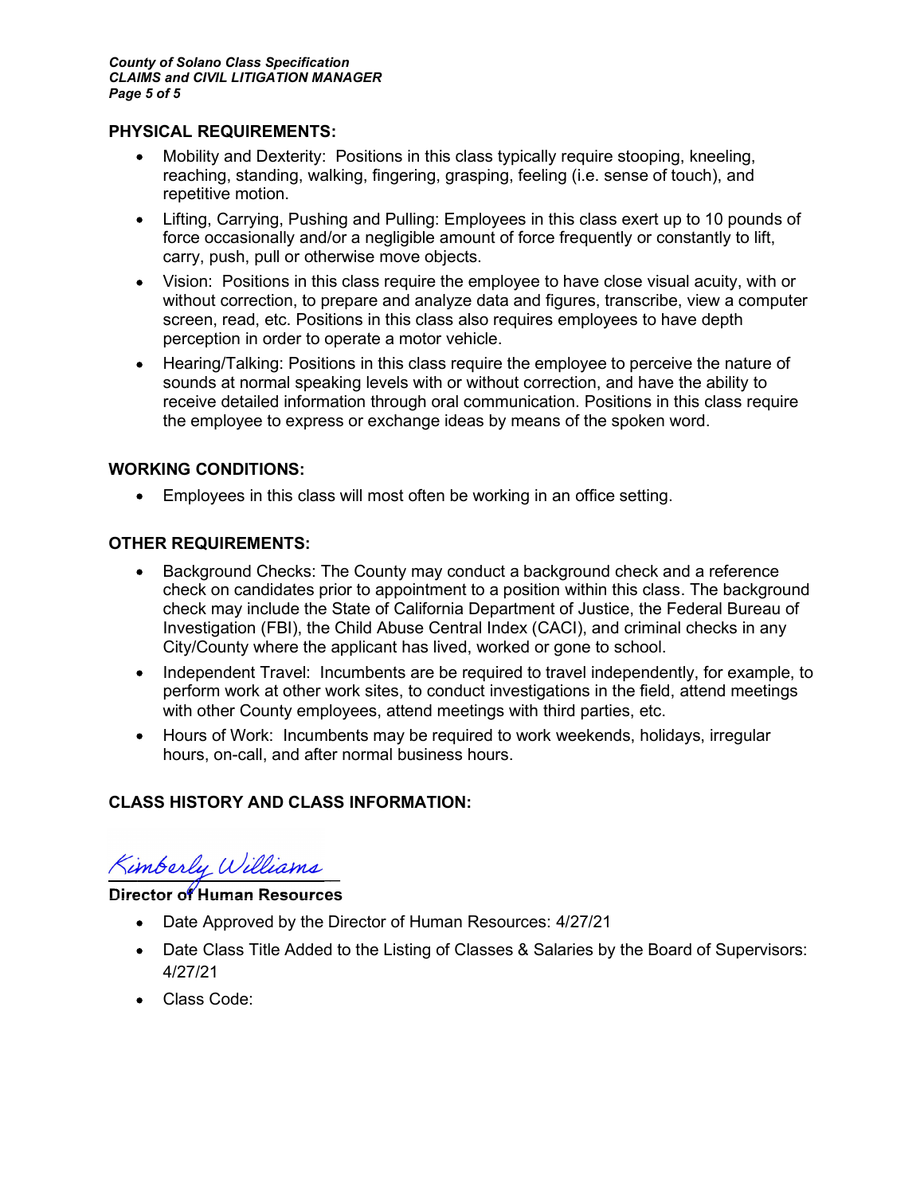**PHYSICAL REQUIREMENTS:**

- Mobility and Dexterity: Positions in this class typically require stooping, kneeling, reaching, standing, walking, fingering, grasping, feeling (i.e. sense of touch), and repetitive motion.
- Lifting, Carrying, Pushing and Pulling: Employees in this class exert up to 10 pounds of force occasionally and/or a negligible amount of force frequently or constantly to lift, carry, push, pull or otherwise move objects.
- Vision: Positions in this class require the employee to have close visual acuity, with or without correction, to prepare and analyze data and figures, transcribe, view a computer screen, read, etc. Positions in this class also requires employees to have depth perception in order to operate a motor vehicle.
- Hearing/Talking: Positions in this class require the employee to perceive the nature of sounds at normal speaking levels with or without correction, and have the ability to receive detailed information through oral communication. Positions in this class require the employee to express or exchange ideas by means of the spoken word.

**WORKING CONDITIONS:**

- Employees in this class will most often be working in an office setting.

**OTHER REQUIREMENTS:**

- Background Checks: The County may conduct a background check and a reference check on candidates prior to appointment to a position within this class. The background check may include the State of California Department of Justice, the Federal Bureau of Investigation (FBI), the Child Abuse Central Index (CACI), and criminal checks in any City/County where the applicant has lived, worked or gone to school.
- Independent Travel: Incumbents are be required to travel independently, for example, to perform work at other work sites, to conduct investigations in the field, attend meetings with other County employees, attend meetings with third parties, etc.
- Hours of Work: Incumbents may be required to work weekends, holidays, irregular hours, on-call, and after normal business hours.

**CLASS HISTORY AND CLASS INFORMATION:**

Kimberly Williams

**Director of Human Resources**

- Date Approved by the Director of Human Resources: 4/27/21
- Date Class Title Added to the Listing of Classes & Salaries by the Board of Supervisors: 4/27/21
- Class Code: